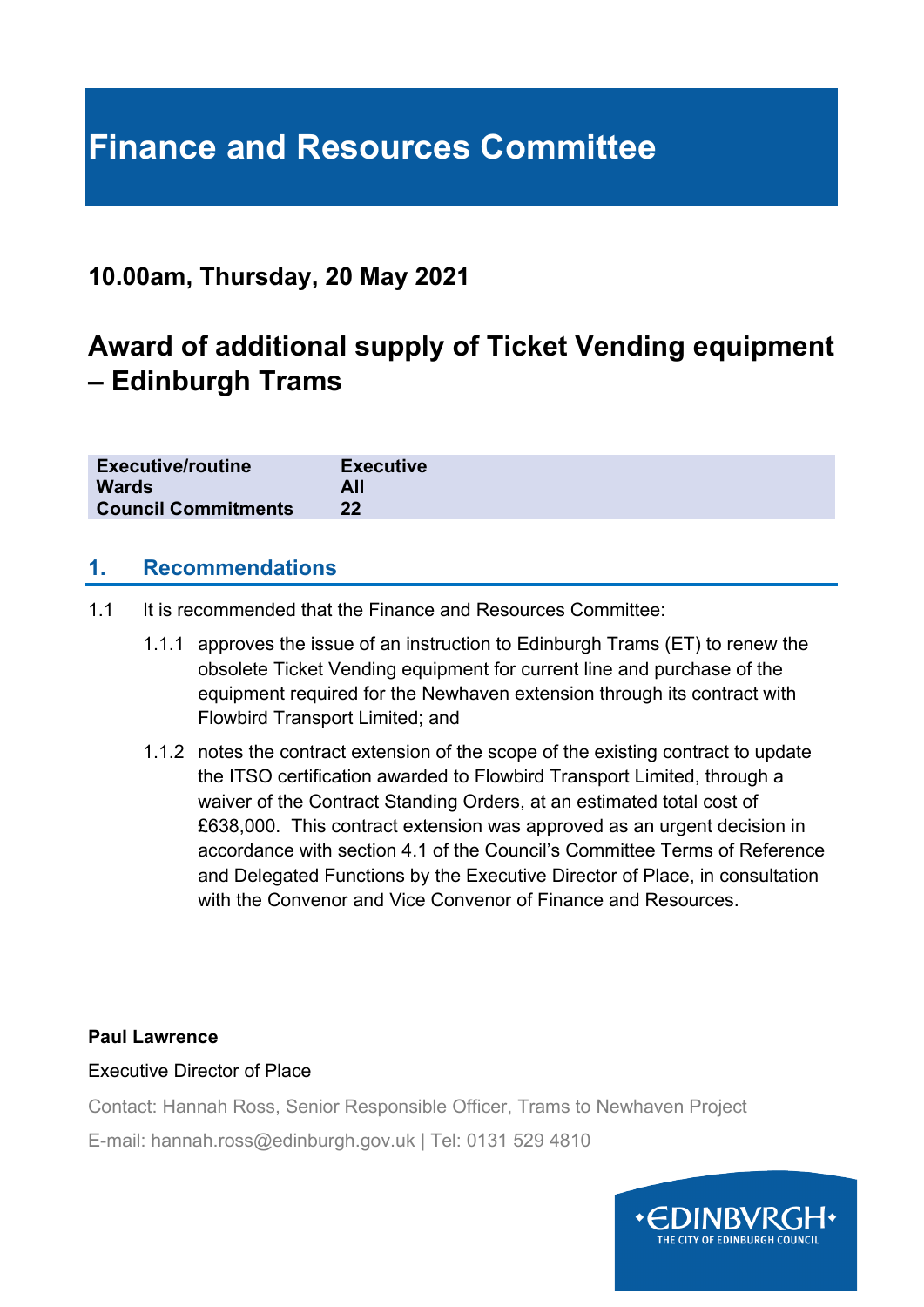# Finance and Resources Committee

## 10.00am, Thursday, 20 May 2021

## Award of additional supply of Ticket Vending equipment – Edinburgh Trams

| | |
|---|---|
| **Executive/routine** | **Executive** |
| **Wards** | **All** |
| **Council Commitments** | **22** |

## 1. Recommendations

1.1 It is recommended that the Finance and Resources Committee:

1.1.1 approves the issue of an instruction to Edinburgh Trams (ET) to renew the obsolete Ticket Vending equipment for current line and purchase of the equipment required for the Newhaven extension through its contract with Flowbird Transport Limited; and

1.1.2 notes the contract extension of the scope of the existing contract to update the ITSO certification awarded to Flowbird Transport Limited, through a waiver of the Contract Standing Orders, at an estimated total cost of £638,000. This contract extension was approved as an urgent decision in accordance with section 4.1 of the Council's Committee Terms of Reference and Delegated Functions by the Executive Director of Place, in consultation with the Convenor and Vice Convenor of Finance and Resources.

**Paul Lawrence**

Executive Director of Place

Contact: Hannah Ross, Senior Responsible Officer, Trams to Newhaven Project

E-mail: hannah.ross@edinburgh.gov.uk | Tel: 0131 529 4810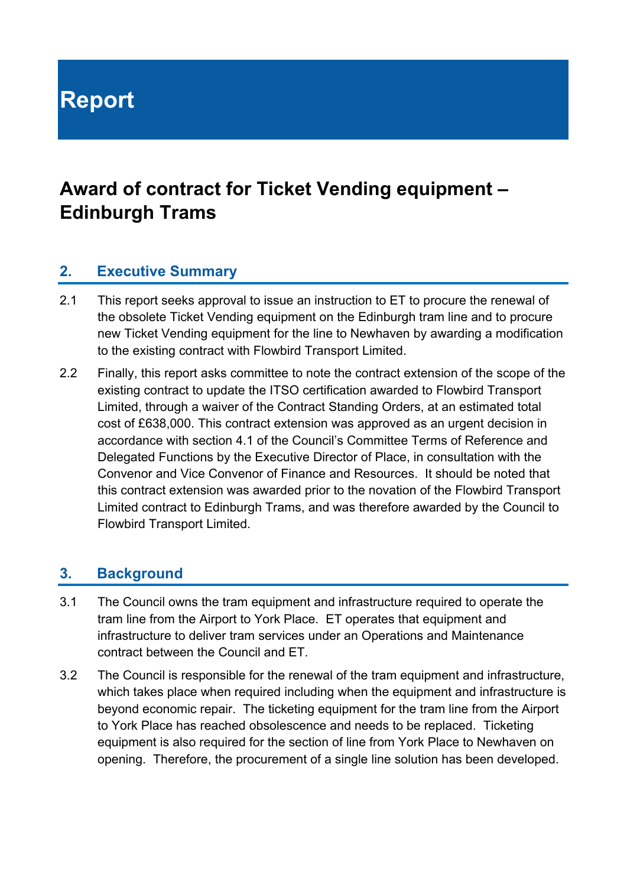# Report

## Award of contract for Ticket Vending equipment – Edinburgh Trams

### 2. Executive Summary

2.1 This report seeks approval to issue an instruction to ET to procure the renewal of the obsolete Ticket Vending equipment on the Edinburgh tram line and to procure new Ticket Vending equipment for the line to Newhaven by awarding a modification to the existing contract with Flowbird Transport Limited.

2.2 Finally, this report asks committee to note the contract extension of the scope of the existing contract to update the ITSO certification awarded to Flowbird Transport Limited, through a waiver of the Contract Standing Orders, at an estimated total cost of £638,000. This contract extension was approved as an urgent decision in accordance with section 4.1 of the Council's Committee Terms of Reference and Delegated Functions by the Executive Director of Place, in consultation with the Convenor and Vice Convenor of Finance and Resources. It should be noted that this contract extension was awarded prior to the novation of the Flowbird Transport Limited contract to Edinburgh Trams, and was therefore awarded by the Council to Flowbird Transport Limited.

### 3. Background

3.1 The Council owns the tram equipment and infrastructure required to operate the tram line from the Airport to York Place. ET operates that equipment and infrastructure to deliver tram services under an Operations and Maintenance contract between the Council and ET.

3.2 The Council is responsible for the renewal of the tram equipment and infrastructure, which takes place when required including when the equipment and infrastructure is beyond economic repair. The ticketing equipment for the tram line from the Airport to York Place has reached obsolescence and needs to be replaced. Ticketing equipment is also required for the section of line from York Place to Newhaven on opening. Therefore, the procurement of a single line solution has been developed.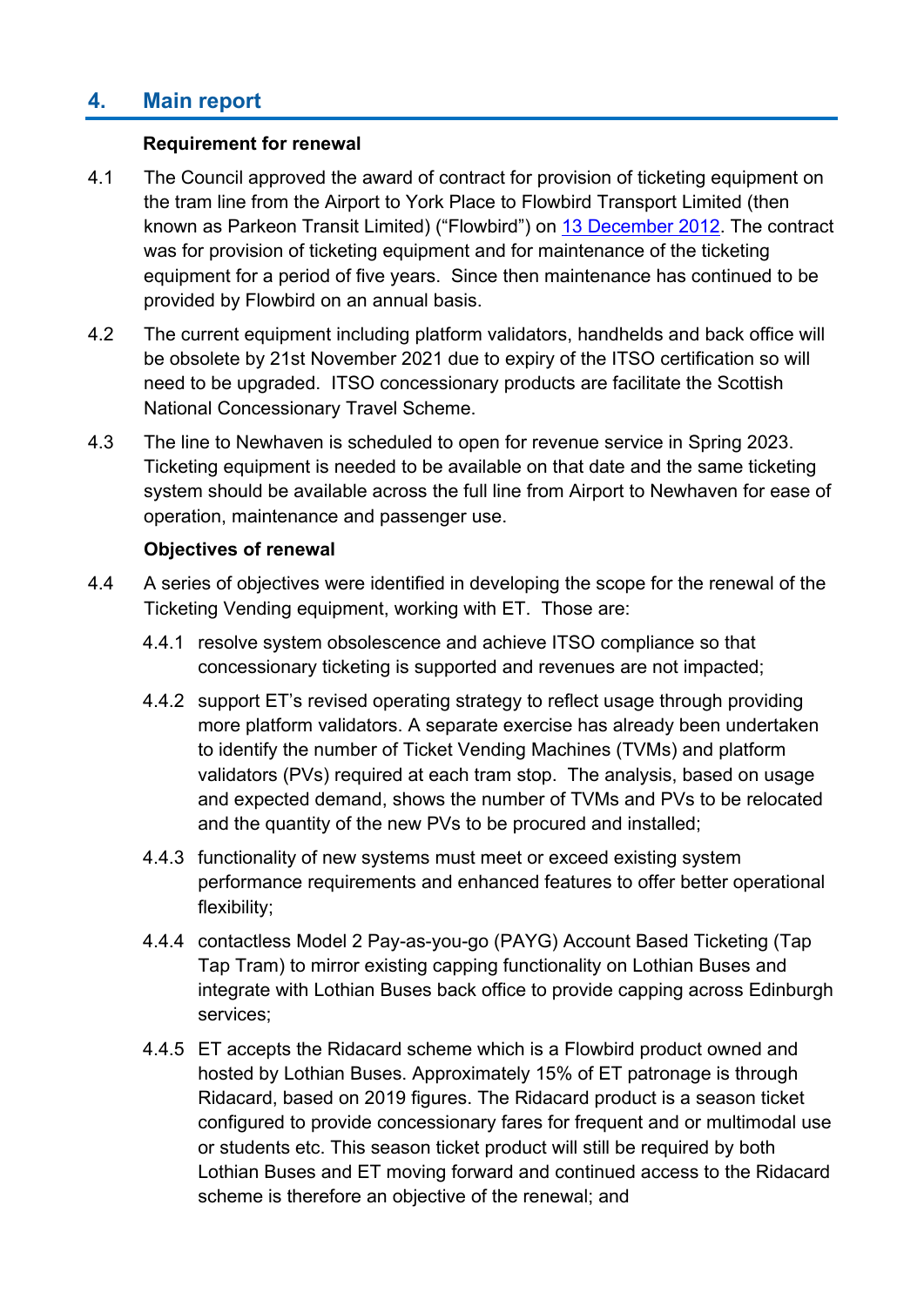## 4. Main report

**Requirement for renewal**

4.1 The Council approved the award of contract for provision of ticketing equipment on the tram line from the Airport to York Place to Flowbird Transport Limited (then known as Parkeon Transit Limited) ("Flowbird") on [13 December 2012](). The contract was for provision of ticketing equipment and for maintenance of the ticketing equipment for a period of five years. Since then maintenance has continued to be provided by Flowbird on an annual basis.

4.2 The current equipment including platform validators, handhelds and back office will be obsolete by 21st November 2021 due to expiry of the ITSO certification so will need to be upgraded. ITSO concessionary products are facilitate the Scottish National Concessionary Travel Scheme.

4.3 The line to Newhaven is scheduled to open for revenue service in Spring 2023. Ticketing equipment is needed to be available on that date and the same ticketing system should be available across the full line from Airport to Newhaven for ease of operation, maintenance and passenger use.

**Objectives of renewal**

4.4 A series of objectives were identified in developing the scope for the renewal of the Ticketing Vending equipment, working with ET. Those are:

4.4.1 resolve system obsolescence and achieve ITSO compliance so that concessionary ticketing is supported and revenues are not impacted;

4.4.2 support ET's revised operating strategy to reflect usage through providing more platform validators. A separate exercise has already been undertaken to identify the number of Ticket Vending Machines (TVMs) and platform validators (PVs) required at each tram stop. The analysis, based on usage and expected demand, shows the number of TVMs and PVs to be relocated and the quantity of the new PVs to be procured and installed;

4.4.3 functionality of new systems must meet or exceed existing system performance requirements and enhanced features to offer better operational flexibility;

4.4.4 contactless Model 2 Pay-as-you-go (PAYG) Account Based Ticketing (Tap Tap Tram) to mirror existing capping functionality on Lothian Buses and integrate with Lothian Buses back office to provide capping across Edinburgh services;

4.4.5 ET accepts the Ridacard scheme which is a Flowbird product owned and hosted by Lothian Buses. Approximately 15% of ET patronage is through Ridacard, based on 2019 figures. The Ridacard product is a season ticket configured to provide concessionary fares for frequent and or multimodal use or students etc. This season ticket product will still be required by both Lothian Buses and ET moving forward and continued access to the Ridacard scheme is therefore an objective of the renewal; and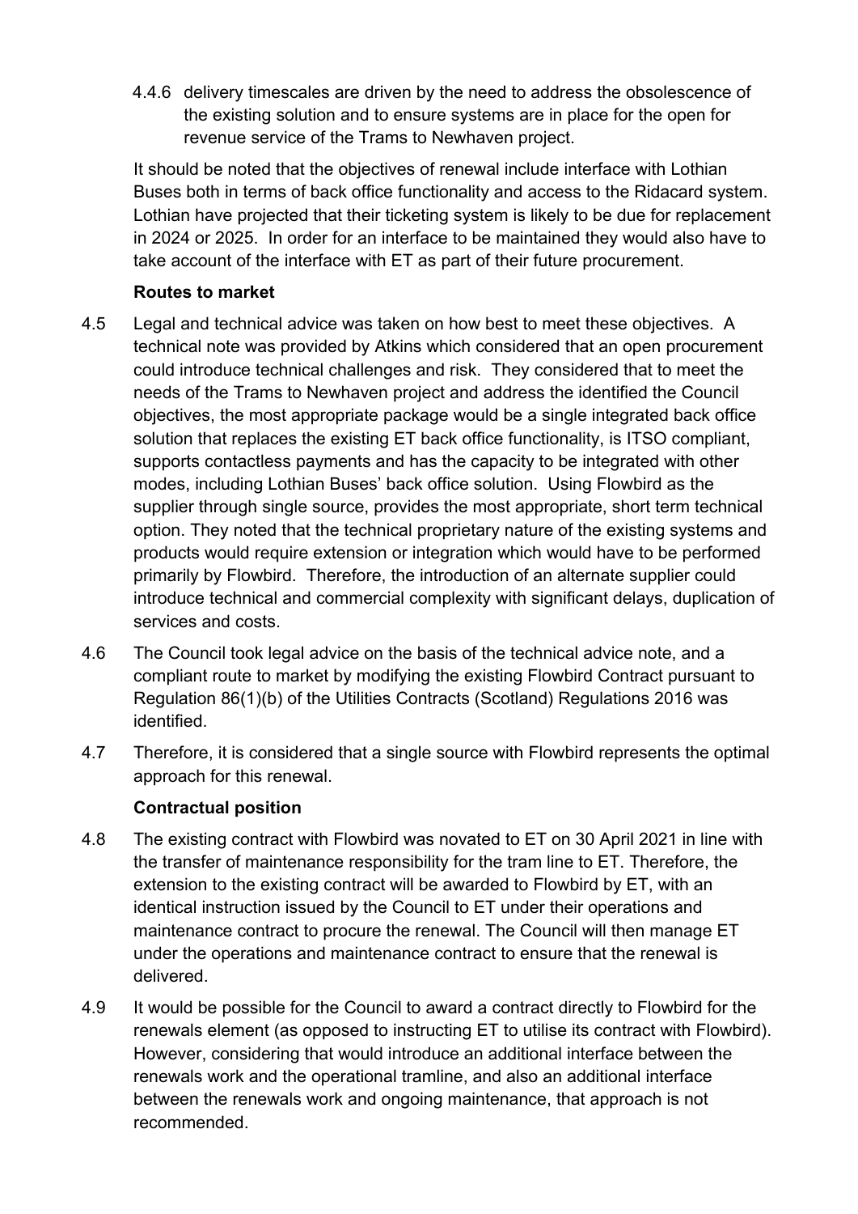4.4.6 delivery timescales are driven by the need to address the obsolescence of the existing solution and to ensure systems are in place for the open for revenue service of the Trams to Newhaven project.

It should be noted that the objectives of renewal include interface with Lothian Buses both in terms of back office functionality and access to the Ridacard system. Lothian have projected that their ticketing system is likely to be due for replacement in 2024 or 2025. In order for an interface to be maintained they would also have to take account of the interface with ET as part of their future procurement.

**Routes to market**

4.5 Legal and technical advice was taken on how best to meet these objectives. A technical note was provided by Atkins which considered that an open procurement could introduce technical challenges and risk. They considered that to meet the needs of the Trams to Newhaven project and address the identified the Council objectives, the most appropriate package would be a single integrated back office solution that replaces the existing ET back office functionality, is ITSO compliant, supports contactless payments and has the capacity to be integrated with other modes, including Lothian Buses' back office solution. Using Flowbird as the supplier through single source, provides the most appropriate, short term technical option. They noted that the technical proprietary nature of the existing systems and products would require extension or integration which would have to be performed primarily by Flowbird. Therefore, the introduction of an alternate supplier could introduce technical and commercial complexity with significant delays, duplication of services and costs.

4.6 The Council took legal advice on the basis of the technical advice note, and a compliant route to market by modifying the existing Flowbird Contract pursuant to Regulation 86(1)(b) of the Utilities Contracts (Scotland) Regulations 2016 was identified.

4.7 Therefore, it is considered that a single source with Flowbird represents the optimal approach for this renewal.

**Contractual position**

4.8 The existing contract with Flowbird was novated to ET on 30 April 2021 in line with the transfer of maintenance responsibility for the tram line to ET. Therefore, the extension to the existing contract will be awarded to Flowbird by ET, with an identical instruction issued by the Council to ET under their operations and maintenance contract to procure the renewal. The Council will then manage ET under the operations and maintenance contract to ensure that the renewal is delivered.

4.9 It would be possible for the Council to award a contract directly to Flowbird for the renewals element (as opposed to instructing ET to utilise its contract with Flowbird). However, considering that would introduce an additional interface between the renewals work and the operational tramline, and also an additional interface between the renewals work and ongoing maintenance, that approach is not recommended.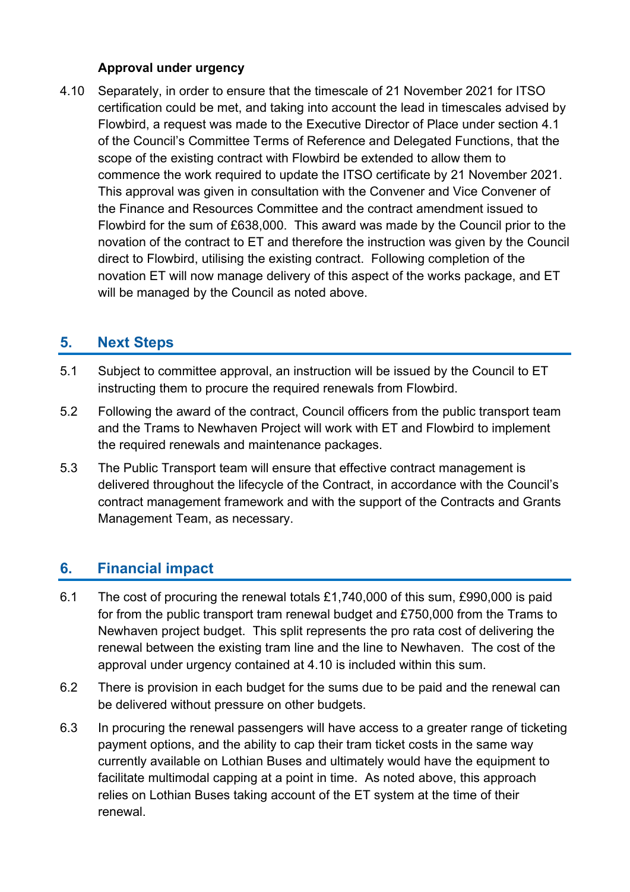**Approval under urgency**

4.10 Separately, in order to ensure that the timescale of 21 November 2021 for ITSO certification could be met, and taking into account the lead in timescales advised by Flowbird, a request was made to the Executive Director of Place under section 4.1 of the Council's Committee Terms of Reference and Delegated Functions, that the scope of the existing contract with Flowbird be extended to allow them to commence the work required to update the ITSO certificate by 21 November 2021. This approval was given in consultation with the Convener and Vice Convener of the Finance and Resources Committee and the contract amendment issued to Flowbird for the sum of £638,000. This award was made by the Council prior to the novation of the contract to ET and therefore the instruction was given by the Council direct to Flowbird, utilising the existing contract. Following completion of the novation ET will now manage delivery of this aspect of the works package, and ET will be managed by the Council as noted above.

## 5. Next Steps

5.1 Subject to committee approval, an instruction will be issued by the Council to ET instructing them to procure the required renewals from Flowbird.

5.2 Following the award of the contract, Council officers from the public transport team and the Trams to Newhaven Project will work with ET and Flowbird to implement the required renewals and maintenance packages.

5.3 The Public Transport team will ensure that effective contract management is delivered throughout the lifecycle of the Contract, in accordance with the Council's contract management framework and with the support of the Contracts and Grants Management Team, as necessary.

## 6. Financial impact

6.1 The cost of procuring the renewal totals £1,740,000 of this sum, £990,000 is paid for from the public transport tram renewal budget and £750,000 from the Trams to Newhaven project budget. This split represents the pro rata cost of delivering the renewal between the existing tram line and the line to Newhaven. The cost of the approval under urgency contained at 4.10 is included within this sum.

6.2 There is provision in each budget for the sums due to be paid and the renewal can be delivered without pressure on other budgets.

6.3 In procuring the renewal passengers will have access to a greater range of ticketing payment options, and the ability to cap their tram ticket costs in the same way currently available on Lothian Buses and ultimately would have the equipment to facilitate multimodal capping at a point in time. As noted above, this approach relies on Lothian Buses taking account of the ET system at the time of their renewal.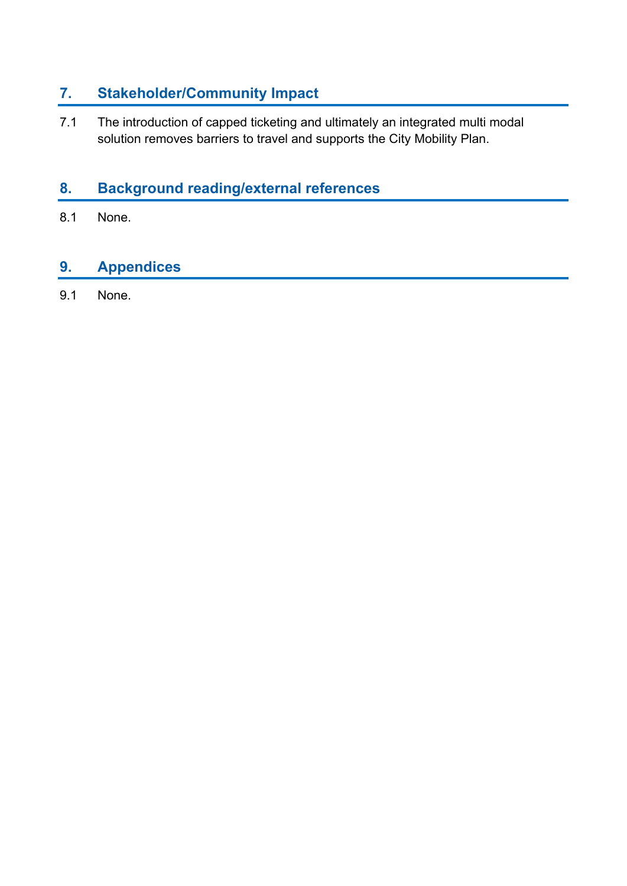## 7. Stakeholder/Community Impact

7.1 The introduction of capped ticketing and ultimately an integrated multi modal solution removes barriers to travel and supports the City Mobility Plan.

## 8. Background reading/external references

8.1 None.

## 9. Appendices

9.1 None.